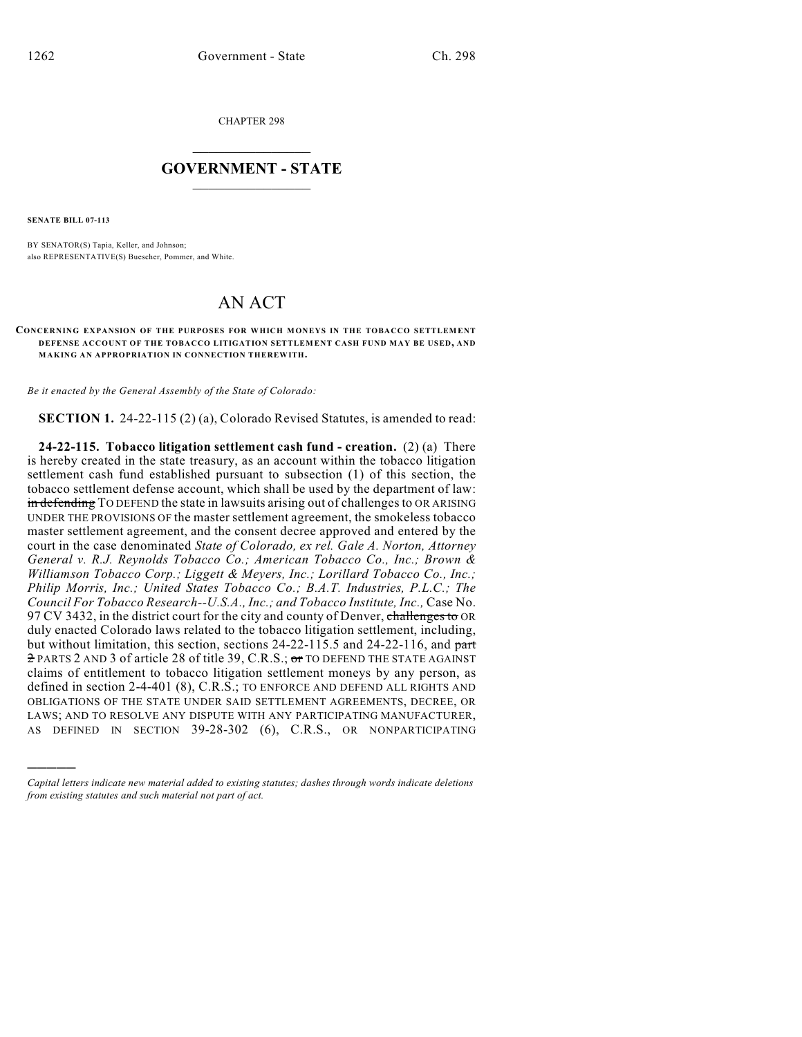CHAPTER 298

# GOVERNMENT - STATE

**SENATE BILL 07-113**

BY SENATOR(S) Tapia, Keller, and Johnson;
also REPRESENTATIVE(S) Buescher, Pommer, and White.

# AN ACT

**CONCERNING EXPANSION OF THE PURPOSES FOR WHICH MONEYS IN THE TOBACCO SETTLEMENT DEFENSE ACCOUNT OF THE TOBACCO LITIGATION SETTLEMENT CASH FUND MAY BE USED, AND MAKING AN APPROPRIATION IN CONNECTION THEREWITH.**

*Be it enacted by the General Assembly of the State of Colorado:*

**SECTION 1.** 24-22-115 (2) (a), Colorado Revised Statutes, is amended to read:

**24-22-115. Tobacco litigation settlement cash fund - creation.** (2) (a) There is hereby created in the state treasury, as an account within the tobacco litigation settlement cash fund established pursuant to subsection (1) of this section, the tobacco settlement defense account, which shall be used by the department of law: ~~in defending~~ TO DEFEND the state in lawsuits arising out of challenges to OR ARISING UNDER THE PROVISIONS OF the master settlement agreement, the smokeless tobacco master settlement agreement, and the consent decree approved and entered by the court in the case denominated *State of Colorado, ex rel. Gale A. Norton, Attorney General v. R.J. Reynolds Tobacco Co.; American Tobacco Co., Inc.; Brown & Williamson Tobacco Corp.; Liggett & Meyers, Inc.; Lorillard Tobacco Co., Inc.; Philip Morris, Inc.; United States Tobacco Co.; B.A.T. Industries, P.L.C.; The Council For Tobacco Research--U.S.A., Inc.; and Tobacco Institute, Inc.,* Case No. 97 CV 3432, in the district court for the city and county of Denver, ~~challenges to~~ OR duly enacted Colorado laws related to the tobacco litigation settlement, including, but without limitation, this section, sections 24-22-115.5 and 24-22-116, and ~~part 2~~ PARTS 2 AND 3 of article 28 of title 39, C.R.S.; ~~or~~ TO DEFEND THE STATE AGAINST claims of entitlement to tobacco litigation settlement moneys by any person, as defined in section 2-4-401 (8), C.R.S.; TO ENFORCE AND DEFEND ALL RIGHTS AND OBLIGATIONS OF THE STATE UNDER SAID SETTLEMENT AGREEMENTS, DECREE, OR LAWS; AND TO RESOLVE ANY DISPUTE WITH ANY PARTICIPATING MANUFACTURER, AS DEFINED IN SECTION 39-28-302 (6), C.R.S., OR NONPARTICIPATING

---

*Capital letters indicate new material added to existing statutes; dashes through words indicate deletions from existing statutes and such material not part of act.*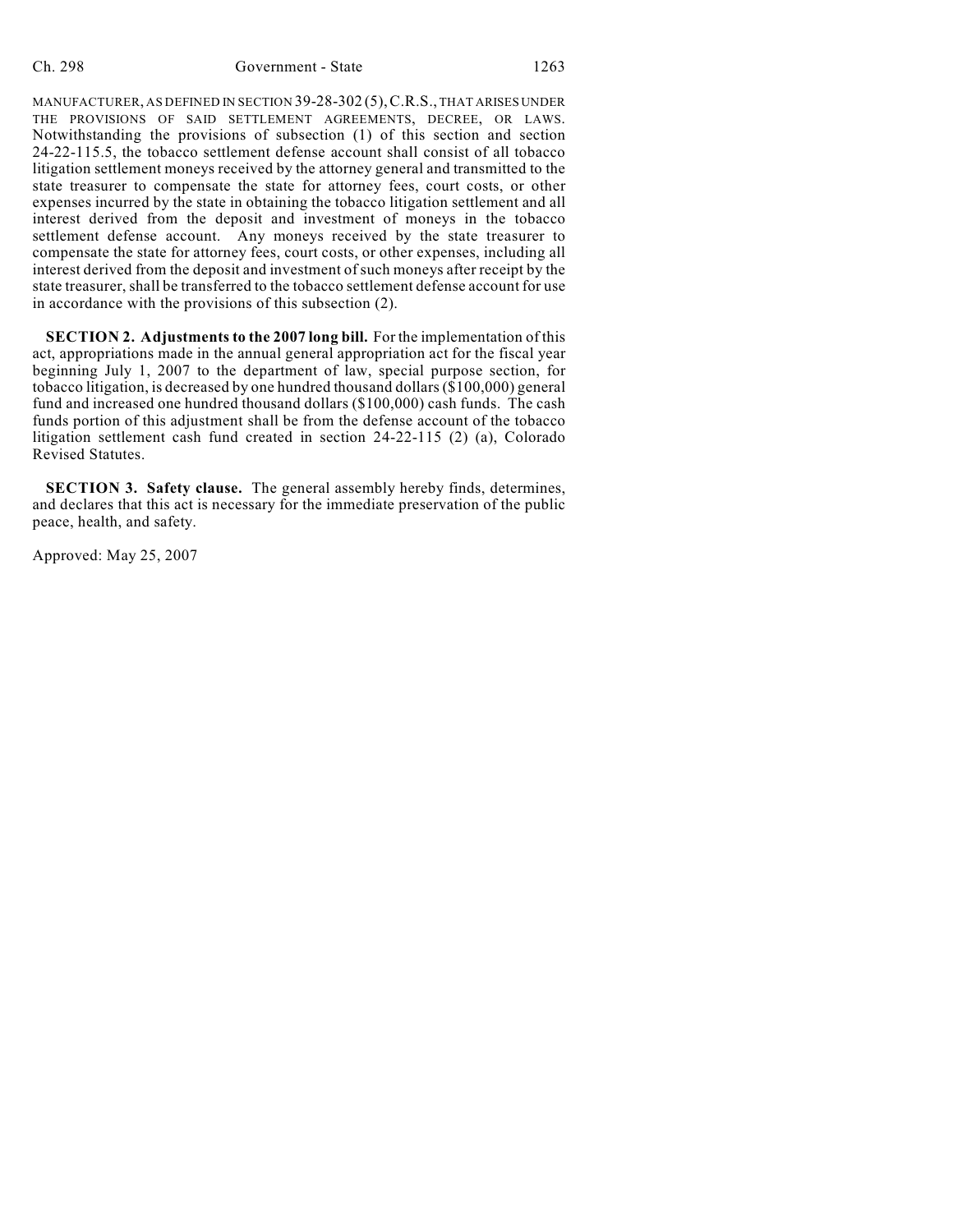MANUFACTURER, AS DEFINED IN SECTION 39-28-302 (5), C.R.S., THAT ARISES UNDER THE PROVISIONS OF SAID SETTLEMENT AGREEMENTS, DECREE, OR LAWS. Notwithstanding the provisions of subsection (1) of this section and section 24-22-115.5, the tobacco settlement defense account shall consist of all tobacco litigation settlement moneys received by the attorney general and transmitted to the state treasurer to compensate the state for attorney fees, court costs, or other expenses incurred by the state in obtaining the tobacco litigation settlement and all interest derived from the deposit and investment of moneys in the tobacco settlement defense account. Any moneys received by the state treasurer to compensate the state for attorney fees, court costs, or other expenses, including all interest derived from the deposit and investment of such moneys after receipt by the state treasurer, shall be transferred to the tobacco settlement defense account for use in accordance with the provisions of this subsection (2).

**SECTION 2. Adjustments to the 2007 long bill.** For the implementation of this act, appropriations made in the annual general appropriation act for the fiscal year beginning July 1, 2007 to the department of law, special purpose section, for tobacco litigation, is decreased by one hundred thousand dollars ($100,000) general fund and increased one hundred thousand dollars ($100,000) cash funds. The cash funds portion of this adjustment shall be from the defense account of the tobacco litigation settlement cash fund created in section 24-22-115 (2) (a), Colorado Revised Statutes.

**SECTION 3. Safety clause.** The general assembly hereby finds, determines, and declares that this act is necessary for the immediate preservation of the public peace, health, and safety.

Approved: May 25, 2007